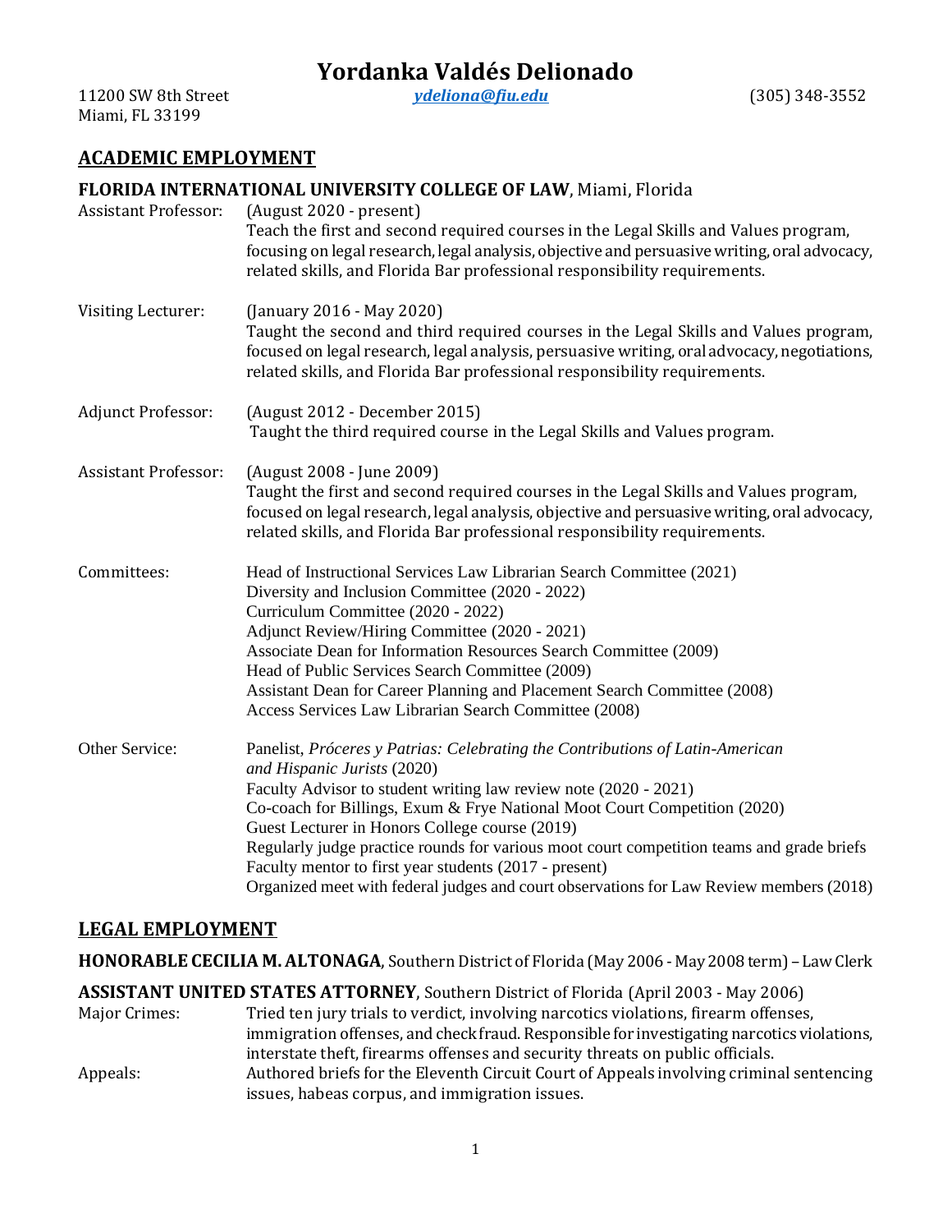# Yordanka Valdés Delionado

11200 SW 8th Street
Miami, FL 33199

*ydeliona@fiu.edu*

(305) 348-3552

## ACADEMIC EMPLOYMENT

**FLORIDA INTERNATIONAL UNIVERSITY COLLEGE OF LAW**, Miami, Florida

Assistant Professor: (August 2020 - present)
Teach the first and second required courses in the Legal Skills and Values program, focusing on legal research, legal analysis, objective and persuasive writing, oral advocacy, related skills, and Florida Bar professional responsibility requirements.

Visiting Lecturer: (January 2016 - May 2020)
Taught the second and third required courses in the Legal Skills and Values program, focused on legal research, legal analysis, persuasive writing, oral advocacy, negotiations, related skills, and Florida Bar professional responsibility requirements.

Adjunct Professor: (August 2012 - December 2015)
Taught the third required course in the Legal Skills and Values program.

Assistant Professor: (August 2008 - June 2009)
Taught the first and second required courses in the Legal Skills and Values program, focused on legal research, legal analysis, objective and persuasive writing, oral advocacy, related skills, and Florida Bar professional responsibility requirements.

Committees:
- Head of Instructional Services Law Librarian Search Committee (2021)
- Diversity and Inclusion Committee (2020 - 2022)
- Curriculum Committee (2020 - 2022)
- Adjunct Review/Hiring Committee (2020 - 2021)
- Associate Dean for Information Resources Search Committee (2009)
- Head of Public Services Search Committee (2009)
- Assistant Dean for Career Planning and Placement Search Committee (2008)
- Access Services Law Librarian Search Committee (2008)

Other Service:
- Panelist, *Próceres y Patrias: Celebrating the Contributions of Latin-American and Hispanic Jurists* (2020)
- Faculty Advisor to student writing law review note (2020 - 2021)
- Co-coach for Billings, Exum & Frye National Moot Court Competition (2020)
- Guest Lecturer in Honors College course (2019)
- Regularly judge practice rounds for various moot court competition teams and grade briefs
- Faculty mentor to first year students (2017 - present)
- Organized meet with federal judges and court observations for Law Review members (2018)

## LEGAL EMPLOYMENT

**HONORABLE CECILIA M. ALTONAGA**, Southern District of Florida (May 2006 - May 2008 term) – Law Clerk

**ASSISTANT UNITED STATES ATTORNEY**, Southern District of Florida (April 2003 - May 2006)

Major Crimes: Tried ten jury trials to verdict, involving narcotics violations, firearm offenses, immigration offenses, and check fraud. Responsible for investigating narcotics violations, interstate theft, firearms offenses and security threats on public officials.

Appeals: Authored briefs for the Eleventh Circuit Court of Appeals involving criminal sentencing issues, habeas corpus, and immigration issues.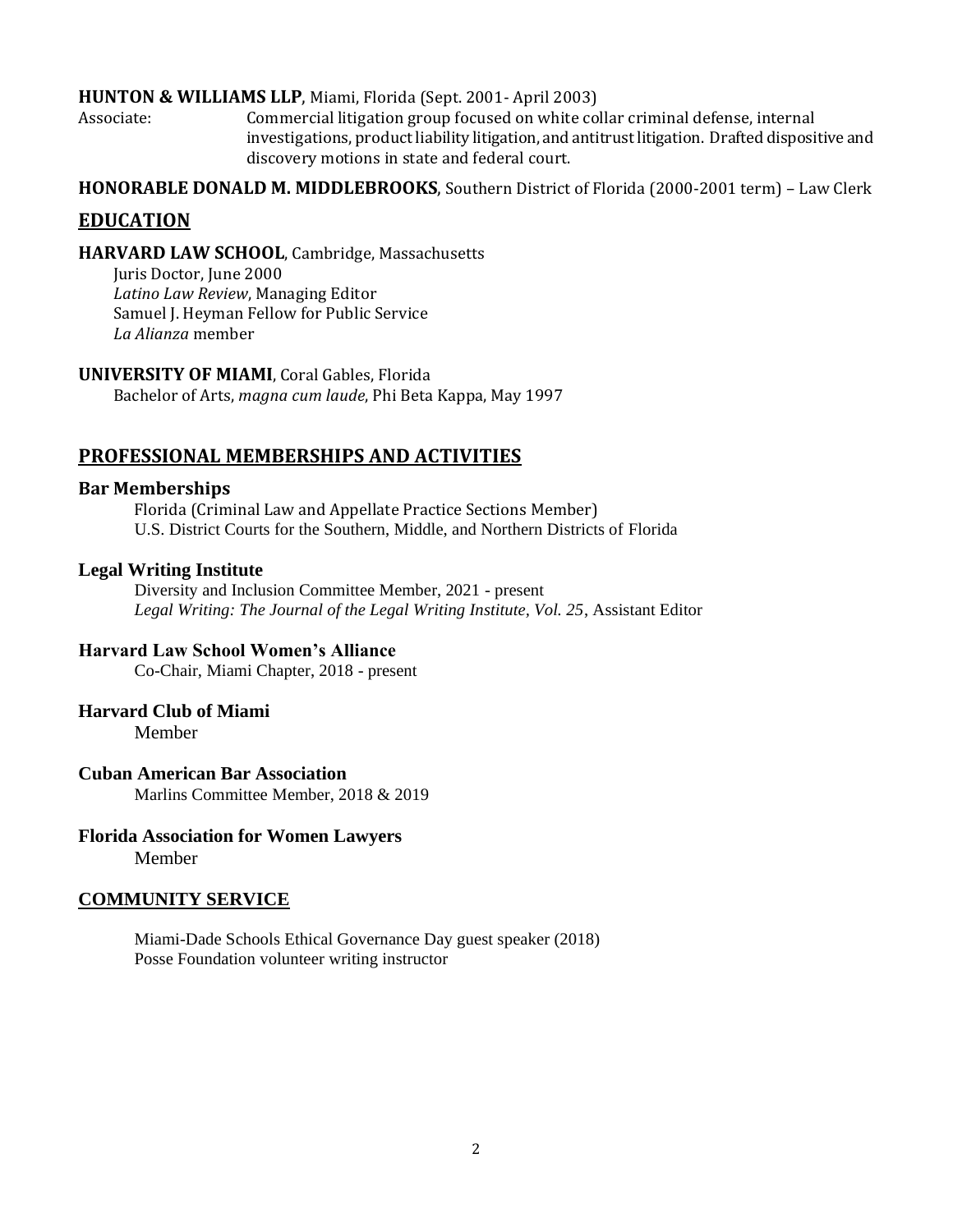**HUNTON & WILLIAMS LLP**, Miami, Florida (Sept. 2001- April 2003)

Associate: Commercial litigation group focused on white collar criminal defense, internal investigations, product liability litigation, and antitrust litigation. Drafted dispositive and discovery motions in state and federal court.

**HONORABLE DONALD M. MIDDLEBROOKS**, Southern District of Florida (2000-2001 term) – Law Clerk

## EDUCATION

**HARVARD LAW SCHOOL**, Cambridge, Massachusetts
Juris Doctor, June 2000
*Latino Law Review*, Managing Editor
Samuel J. Heyman Fellow for Public Service
*La Alianza* member

**UNIVERSITY OF MIAMI**, Coral Gables, Florida
Bachelor of Arts, *magna cum laude*, Phi Beta Kappa, May 1997

## PROFESSIONAL MEMBERSHIPS AND ACTIVITIES

### Bar Memberships
Florida (Criminal Law and Appellate Practice Sections Member)
U.S. District Courts for the Southern, Middle, and Northern Districts of Florida

### Legal Writing Institute
Diversity and Inclusion Committee Member, 2021 - present
*Legal Writing: The Journal of the Legal Writing Institute*, *Vol. 25*, Assistant Editor

### Harvard Law School Women's Alliance
Co-Chair, Miami Chapter, 2018 - present

### Harvard Club of Miami
Member

### Cuban American Bar Association
Marlins Committee Member, 2018 & 2019

### Florida Association for Women Lawyers
Member

## COMMUNITY SERVICE

Miami-Dade Schools Ethical Governance Day guest speaker (2018)
Posse Foundation volunteer writing instructor